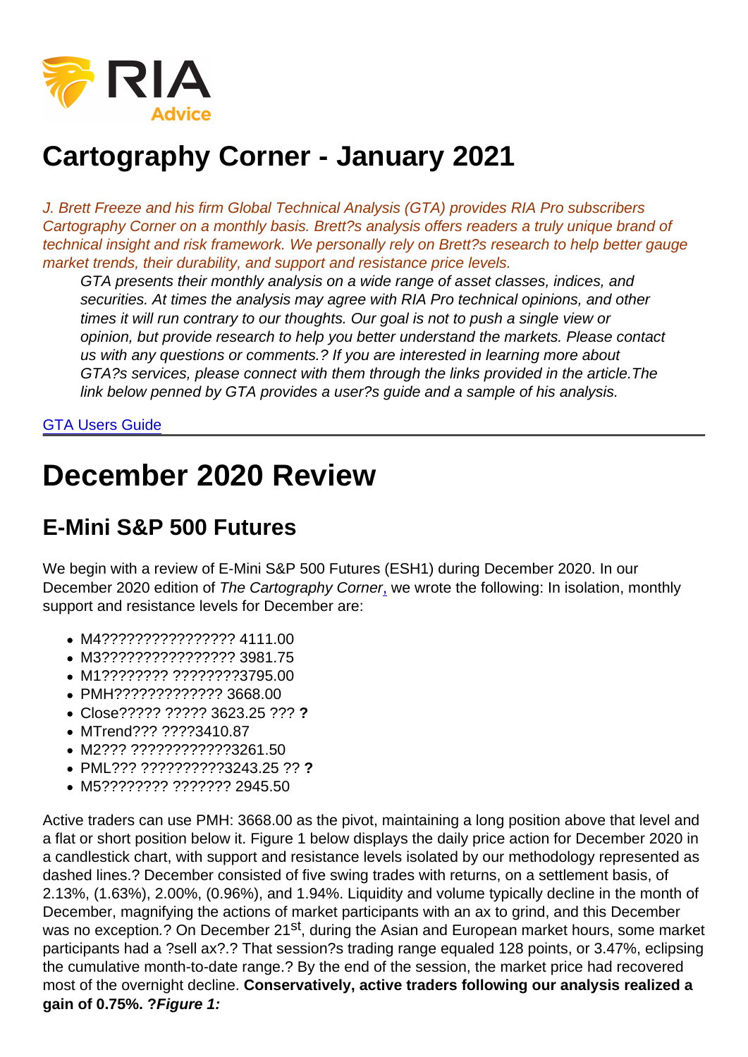# Cartography Corner - January 2021

*J. Brett Freeze and his firm Global Technical Analysis (GTA) provides RIA Pro subscribers Cartography Corner on a monthly basis. Brett?s analysis offers readers a truly unique brand of technical insight and risk framework. We personally rely on Brett?s research to help better gauge market trends, their durability, and support and resistance price levels.*

> *GTA presents their monthly analysis on a wide range of asset classes, indices, and securities. At times the analysis may agree with RIA Pro technical opinions, and other times it will run contrary to our thoughts. Our goal is not to push a single view or opinion, but provide research to help you better understand the markets. Please contact us with any questions or comments.? If you are interested in learning more about GTA?s services, please connect with them through the links provided in the article.The link below penned by GTA provides a user?s guide and a sample of his analysis.*

GTA Users Guide

---

# December 2020 Review

## E-Mini S&P 500 Futures

We begin with a review of E-Mini S&P 500 Futures (ESH1) during December 2020. In our December 2020 edition of *The Cartography Corner*, we wrote the following: In isolation, monthly support and resistance levels for December are:

- M4???????????????? 4111.00
- M3???????????????? 3981.75
- M1???????? ????????3795.00
- PMH????????????? 3668.00
- Close????? ????? 3623.25 ??? **?**
- MTrend??? ????3410.87
- M2??? ????????????3261.50
- PML??? ??????????3243.25 ?? **?**
- M5???????? ??????? 2945.50

Active traders can use PMH: 3668.00 as the pivot, maintaining a long position above that level and a flat or short position below it. Figure 1 below displays the daily price action for December 2020 in a candlestick chart, with support and resistance levels isolated by our methodology represented as dashed lines.? December consisted of five swing trades with returns, on a settlement basis, of 2.13%, (1.63%), 2.00%, (0.96%), and 1.94%. Liquidity and volume typically decline in the month of December, magnifying the actions of market participants with an ax to grind, and this December was no exception.? On December 21st, during the Asian and European market hours, some market participants had a ?sell ax?.? That session?s trading range equaled 128 points, or 3.47%, eclipsing the cumulative month-to-date range.? By the end of the session, the market price had recovered most of the overnight decline. **Conservatively, active traders following our analysis realized a gain of 0.75%. ?*Figure 1:***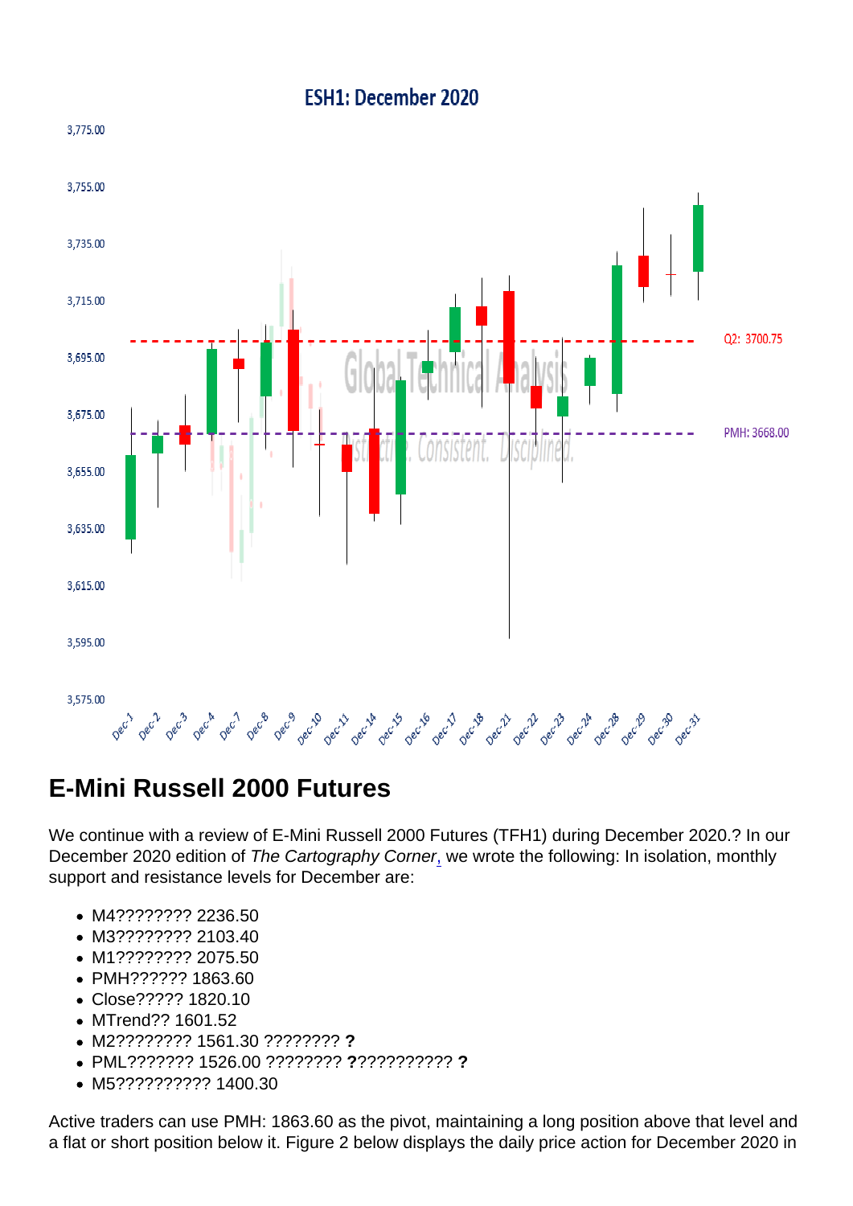## E-Mini Russell 2000 Futures

We continue with a review of E-Mini Russell 2000 Futures (TFH1) during December 2020.? In our December 2020 edition of *The Cartography Corner*, we wrote the following: In isolation, monthly support and resistance levels for December are:

- M4???????? 2236.50
- M3???????? 2103.40
- M1???????? 2075.50
- PMH?????? 1863.60
- Close????? 1820.10
- MTrend?? 1601.52
- M2???????? 1561.30 ???????? **?**
- PML??????? 1526.00 ???????? **?**?????????? **?**
- M5?????????? 1400.30

Active traders can use PMH: 1863.60 as the pivot, maintaining a long position above that level and a flat or short position below it. Figure 2 below displays the daily price action for December 2020 in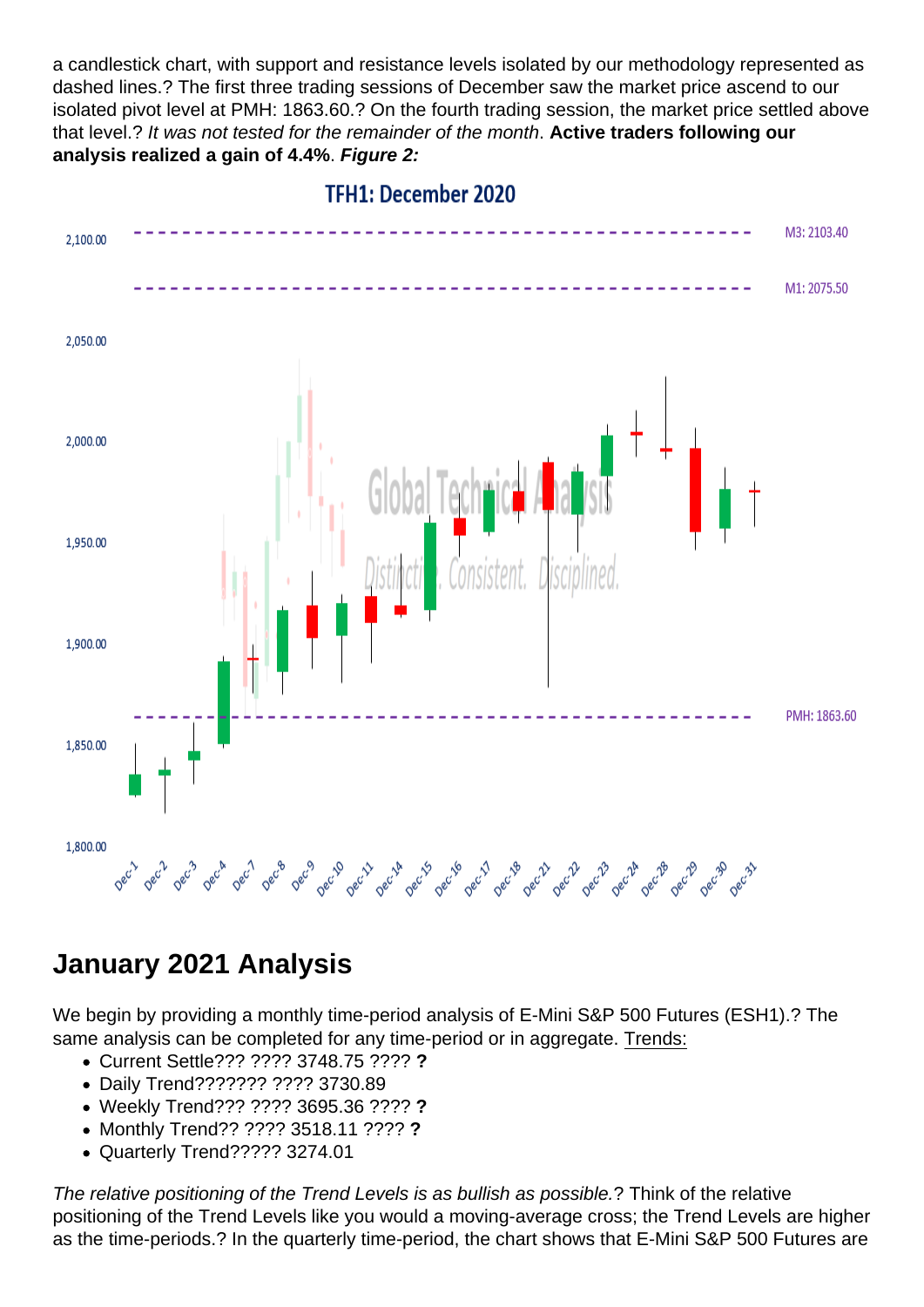a candlestick chart, with support and resistance levels isolated by our methodology represented as dashed lines.? The first three trading sessions of December saw the market price ascend to our isolated pivot level at PMH: 1863.60.? On the fourth trading session, the market price settled above that level.? *It was not tested for the remainder of the month*. **Active traders following our analysis realized a gain of 4.4%**. ***Figure 2:***

## January 2021 Analysis

We begin by providing a monthly time-period analysis of E-Mini S&P 500 Futures (ESH1).? The same analysis can be completed for any time-period or in aggregate. Trends:

- Current Settle??? ???? 3748.75 ???? **?**
- Daily Trend??????? ???? 3730.89
- Weekly Trend??? ???? 3695.36 ???? **?**
- Monthly Trend?? ???? 3518.11 ???? **?**
- Quarterly Trend????? 3274.01

*The relative positioning of the Trend Levels is as bullish as possible.*? Think of the relative positioning of the Trend Levels like you would a moving-average cross; the Trend Levels are higher as the time-periods.? In the quarterly time-period, the chart shows that E-Mini S&P 500 Futures are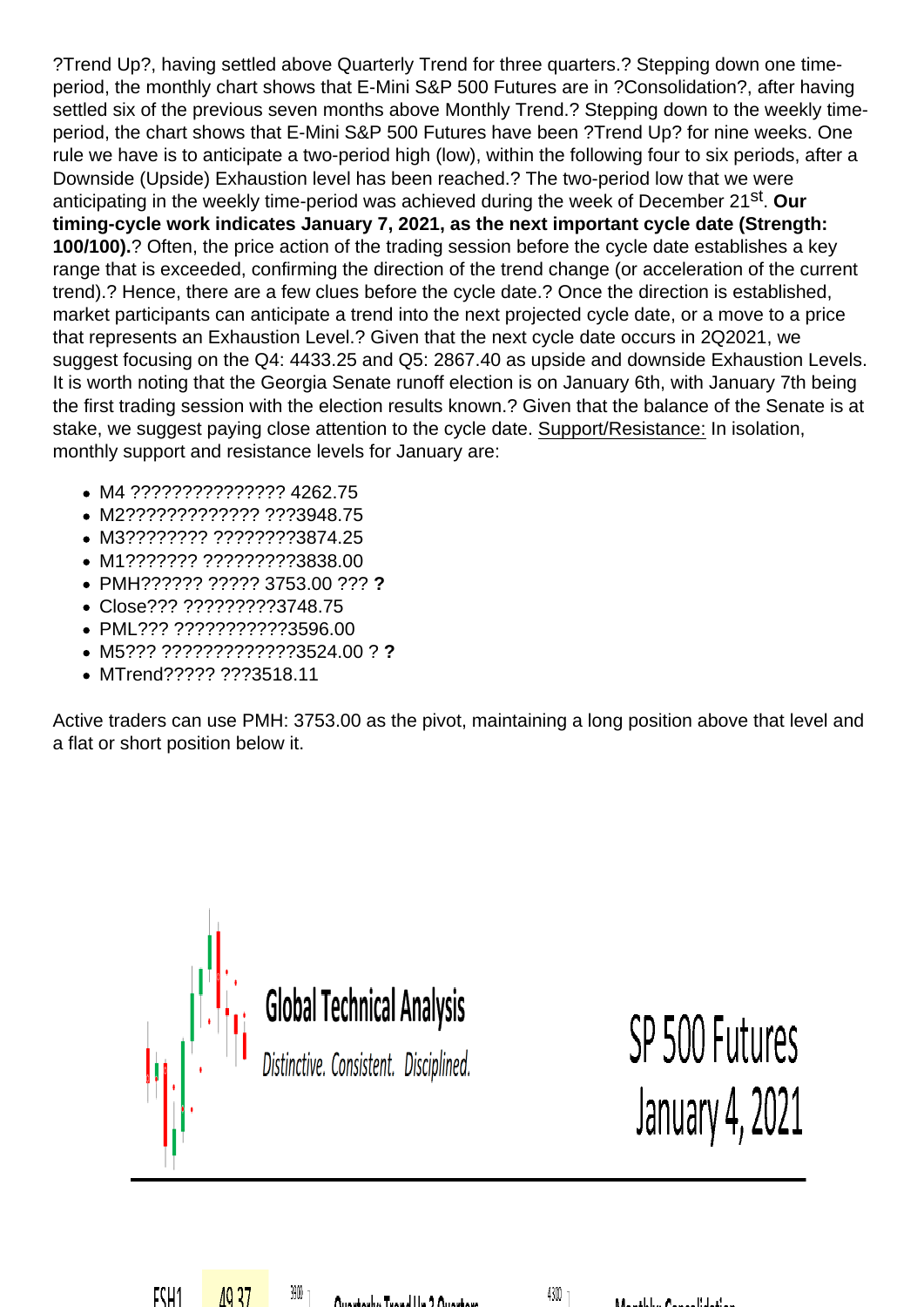?Trend Up?, having settled above Quarterly Trend for three quarters.? Stepping down one time-period, the monthly chart shows that E-Mini S&P 500 Futures are in ?Consolidation?, after having settled six of the previous seven months above Monthly Trend.? Stepping down to the weekly time-period, the chart shows that E-Mini S&P 500 Futures have been ?Trend Up? for nine weeks. One rule we have is to anticipate a two-period high (low), within the following four to six periods, after a Downside (Upside) Exhaustion level has been reached.? The two-period low that we were anticipating in the weekly time-period was achieved during the week of December 21st. **Our timing-cycle work indicates January 7, 2021, as the next important cycle date (Strength: 100/100).**? Often, the price action of the trading session before the cycle date establishes a key range that is exceeded, confirming the direction of the trend change (or acceleration of the current trend).? Hence, there are a few clues before the cycle date.? Once the direction is established, market participants can anticipate a trend into the next projected cycle date, or a move to a price that represents an Exhaustion Level.? Given that the next cycle date occurs in 2Q2021, we suggest focusing on the Q4: 4433.25 and Q5: 2867.40 as upside and downside Exhaustion Levels. It is worth noting that the Georgia Senate runoff election is on January 6th, with January 7th being the first trading session with the election results known.? Given that the balance of the Senate is at stake, we suggest paying close attention to the cycle date. Support/Resistance: In isolation, monthly support and resistance levels for January are:

- M4 ??????????????? 4262.75
- M2?????????????? ???3948.75
- M3???????? ????????3874.25
- M1??????? ?????????3838.00
- PMH?????? ????? 3753.00 ??? **?**
- Close??? ?????????3748.75
- PML??? ???????????3596.00
- M5??? ?????????????3524.00 ? **?**
- MTrend????? ???3518.11

Active traders can use PMH: 3753.00 as the pivot, maintaining a long position above that level and a flat or short position below it.

Global Technical Analysis

*Distinctive. Consistent. Disciplined.*

SP 500 Futures
January 4, 2021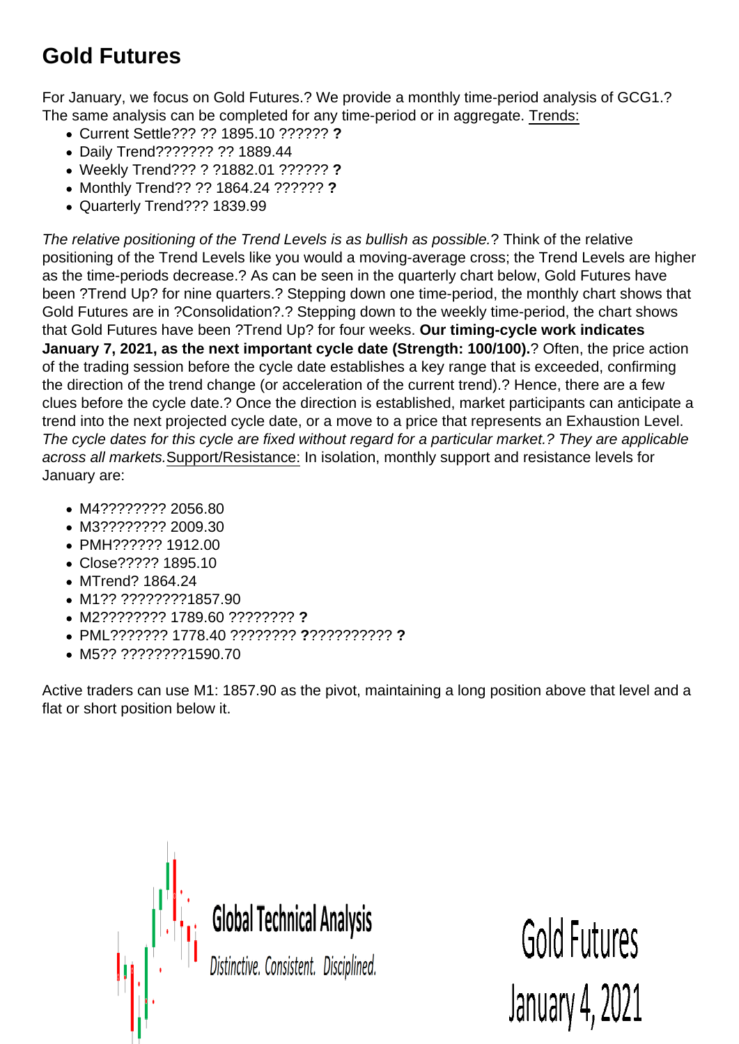## Gold Futures

For January, we focus on Gold Futures.? We provide a monthly time-period analysis of GCG1.? The same analysis can be completed for any time-period or in aggregate. Trends:

- Current Settle??? ?? 1895.10 ?????? **?**
- Daily Trend??????? ?? 1889.44
- Weekly Trend??? ? ?1882.01 ?????? **?**
- Monthly Trend?? ?? 1864.24 ?????? **?**
- Quarterly Trend??? 1839.99

*The relative positioning of the Trend Levels is as bullish as possible.*? Think of the relative positioning of the Trend Levels like you would a moving-average cross; the Trend Levels are higher as the time-periods decrease.? As can be seen in the quarterly chart below, Gold Futures have been ?Trend Up? for nine quarters.? Stepping down one time-period, the monthly chart shows that Gold Futures are in ?Consolidation?.? Stepping down to the weekly time-period, the chart shows that Gold Futures have been ?Trend Up? for four weeks. **Our timing-cycle work indicates January 7, 2021, as the next important cycle date (Strength: 100/100).**? Often, the price action of the trading session before the cycle date establishes a key range that is exceeded, confirming the direction of the trend change (or acceleration of the current trend).? Hence, there are a few clues before the cycle date.? Once the direction is established, market participants can anticipate a trend into the next projected cycle date, or a move to a price that represents an Exhaustion Level. *The cycle dates for this cycle are fixed without regard for a particular market.? They are applicable across all markets.*Support/Resistance: In isolation, monthly support and resistance levels for January are:

- M4???????? 2056.80
- M3???????? 2009.30
- PMH?????? 1912.00
- Close????? 1895.10
- MTrend? 1864.24
- M1?? ????????1857.90
- M2???????? 1789.60 ???????? **?**
- PML??????? 1778.40 ???????? **?**?????????? **?**
- M5?? ????????1590.70

Active traders can use M1: 1857.90 as the pivot, maintaining a long position above that level and a flat or short position below it.

Global Technical Analysis

*Distinctive. Consistent. Disciplined.*

Gold Futures

January 4, 2021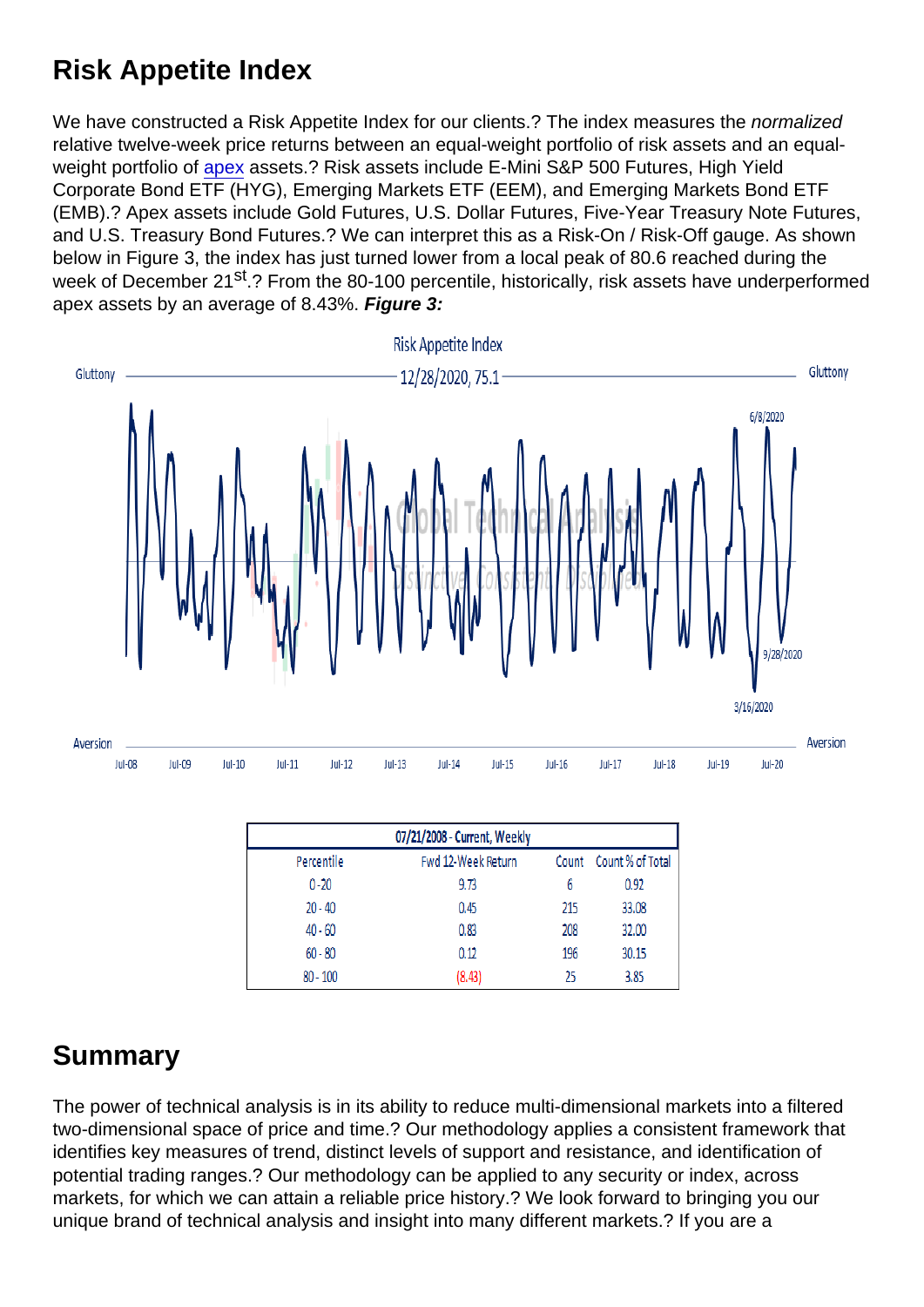## Risk Appetite Index

We have constructed a Risk Appetite Index for our clients.? The index measures the *normalized* relative twelve-week price returns between an equal-weight portfolio of risk assets and an equal-weight portfolio of apex assets.? Risk assets include E-Mini S&P 500 Futures, High Yield Corporate Bond ETF (HYG), Emerging Markets ETF (EEM), and Emerging Markets Bond ETF (EMB).? Apex assets include Gold Futures, U.S. Dollar Futures, Five-Year Treasury Note Futures, and U.S. Treasury Bond Futures.? We can interpret this as a Risk-On / Risk-Off gauge. As shown below in Figure 3, the index has just turned lower from a local peak of 80.6 reached during the week of December 21st.? From the 80-100 percentile, historically, risk assets have underperformed apex assets by an average of 8.43%. ***Figure 3:***

| 07/21/2008 - Current, Weekly | | | |
|---|---|---|---|
| Percentile | Fwd 12-Week Return | Count | Count % of Total |
| 0 - 20 | 9.73 | 6 | 0.92 |
| 20 - 40 | 0.45 | 215 | 33.08 |
| 40 - 60 | 0.83 | 208 | 32.00 |
| 60 - 80 | 0.12 | 196 | 30.15 |
| 80 - 100 | (8.43) | 25 | 3.85 |

## Summary

The power of technical analysis is in its ability to reduce multi-dimensional markets into a filtered two-dimensional space of price and time.? Our methodology applies a consistent framework that identifies key measures of trend, distinct levels of support and resistance, and identification of potential trading ranges.? Our methodology can be applied to any security or index, across markets, for which we can attain a reliable price history.? We look forward to bringing you our unique brand of technical analysis and insight into many different markets.? If you are a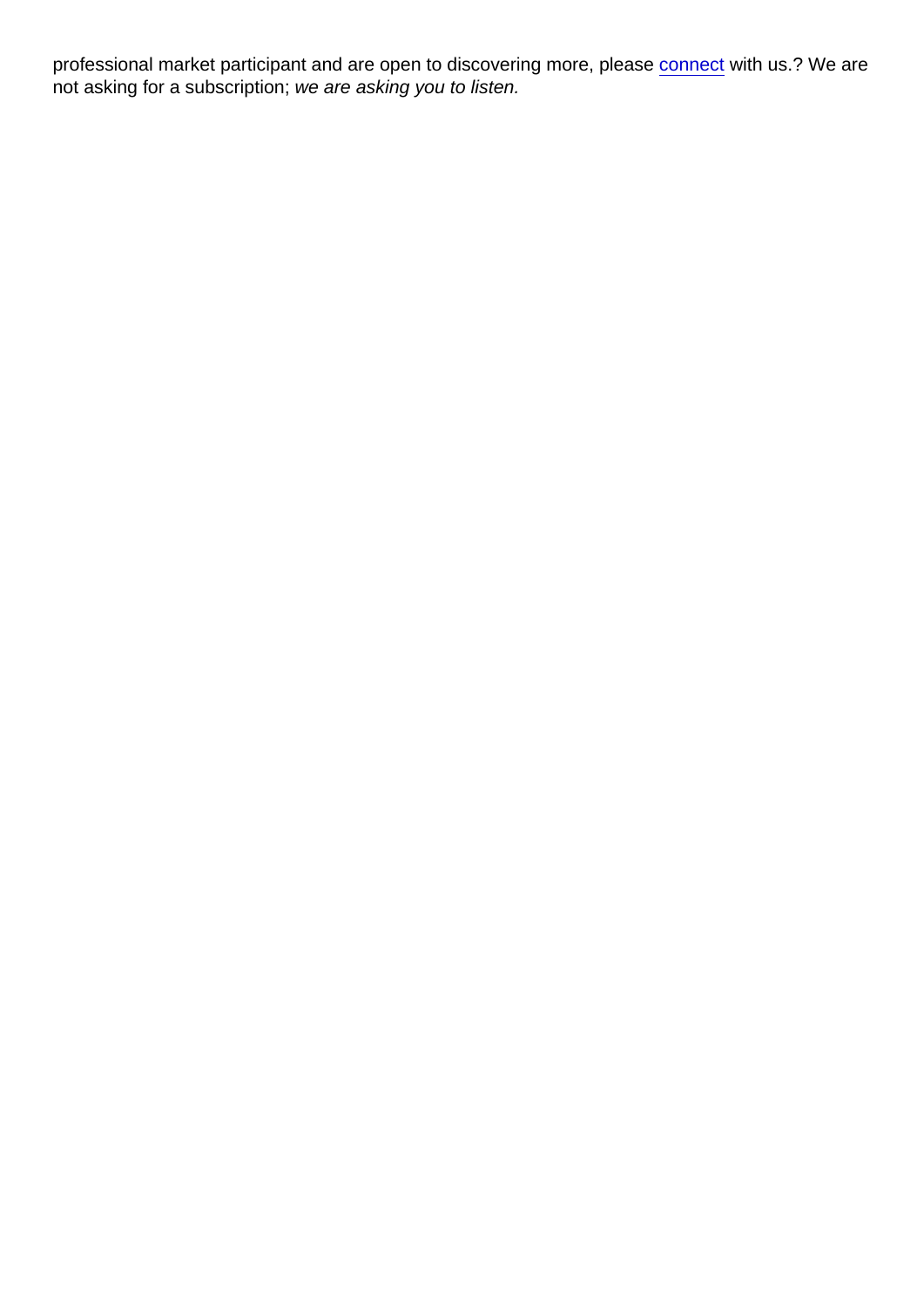professional market participant and are open to discovering more, please connect with us.? We are not asking for a subscription; *we are asking you to listen.*